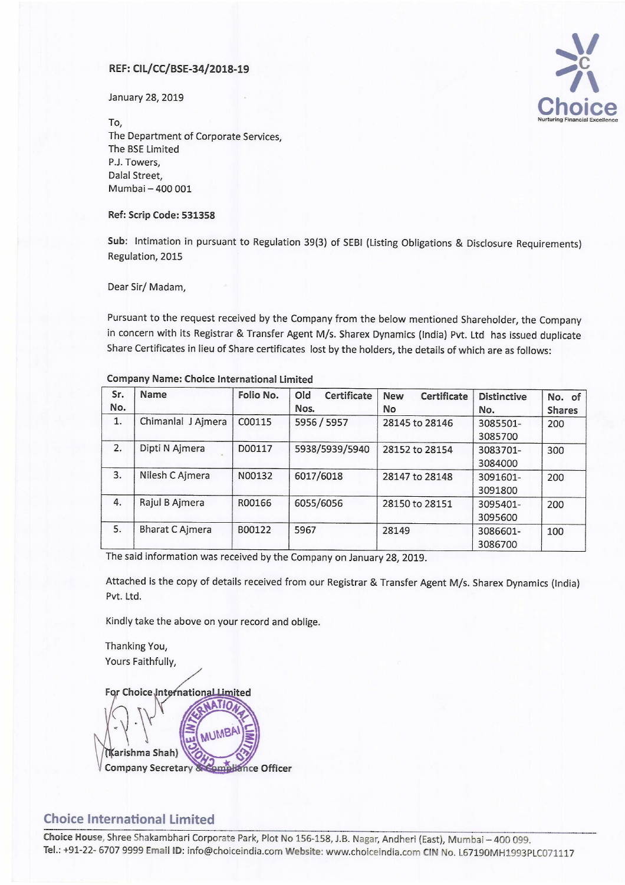**REF: CIL/CC/BSE-34/2018-19**

January 28, 2019

To,
The Department of Corporate Services,
The BSE Limited
P.J. Towers,
Dalal Street,
Mumbai – 400 001

**Ref: Scrip Code: 531358**

**Sub**: Intimation in pursuant to Regulation 39(3) of SEBI (Listing Obligations & Disclosure Requirements) Regulation, 2015

Dear Sir/ Madam,

Pursuant to the request received by the Company from the below mentioned Shareholder, the Company in concern with its Registrar & Transfer Agent M/s. Sharex Dynamics (India) Pvt. Ltd has issued duplicate Share Certificates in lieu of Share certificates lost by the holders, the details of which are as follows:

**Company Name: Choice International Limited**

| Sr. No. | Name | Folio No. | Old Certificate Nos. | New Certificate No | Distinctive No. | No. of Shares |
|---|---|---|---|---|---|---|
| 1. | Chimanlal J Ajmera | C00115 | 5956 / 5957 | 28145 to 28146 | 3085501-3085700 | 200 |
| 2. | Dipti N Ajmera | D00117 | 5938/5939/5940 | 28152 to 28154 | 3083701-3084000 | 300 |
| 3. | Nilesh C Ajmera | N00132 | 6017/6018 | 28147 to 28148 | 3091601-3091800 | 200 |
| 4. | Rajul B Ajmera | R00166 | 6055/6056 | 28150 to 28151 | 3095401-3095600 | 200 |
| 5. | Bharat C Ajmera | B00122 | 5967 | 28149 | 3086601-3086700 | 100 |

The said information was received by the Company on January 28, 2019.

Attached is the copy of details received from our Registrar & Transfer Agent M/s. Sharex Dynamics (India) Pvt. Ltd.

Kindly take the above on your record and oblige.

Thanking You,
Yours Faithfully,

**For Choice International Limited**

**(Karishma Shah)**
**Company Secretary & Compliance Officer**

**Choice International Limited**

**Choice House**, Shree Shakambhari Corporate Park, Plot No 156-158, J.B. Nagar, Andheri (East), Mumbai – 400 099.
**Tel.**: +91-22- 6707 9999 **Email ID**: info@choiceindia.com **Website**: www.choiceindia.com **CIN No.** L67190MH1993PLC071117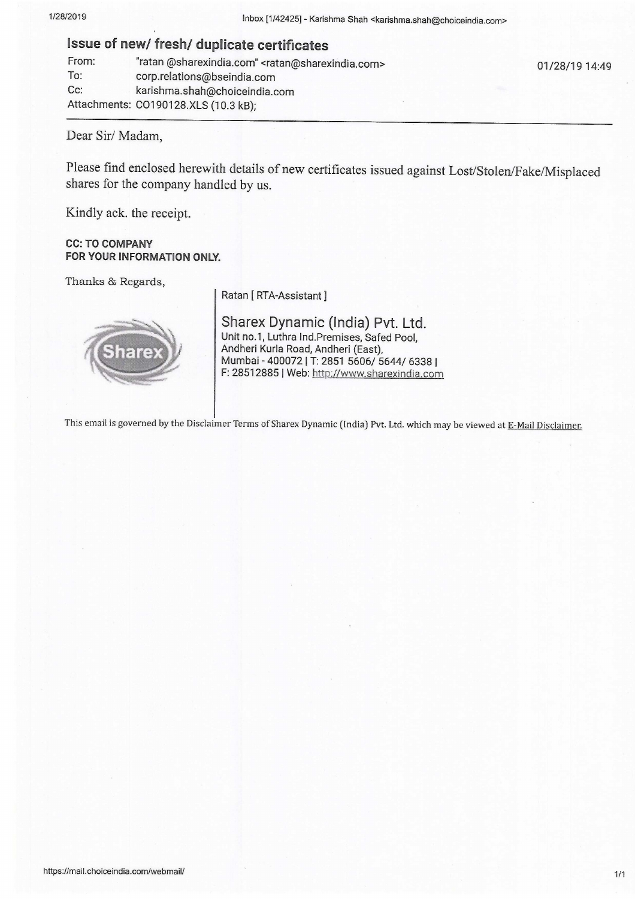## Issue of new/ fresh/ duplicate certificates

From: "ratan @sharexindia.com" <ratan@sharexindia.com>  01/28/19 14:49
To: corp.relations@bseindia.com
Cc: karishma.shah@choiceindia.com
Attachments: CO190128.XLS (10.3 kB);

---

Dear Sir/ Madam,

Please find enclosed herewith details of new certificates issued against Lost/Stolen/Fake/Misplaced shares for the company handled by us.

Kindly ack. the receipt.

**CC: TO COMPANY**
**FOR YOUR INFORMATION ONLY.**

Thanks & Regards,

Ratan [ RTA-Assistant ]

Sharex

Sharex Dynamic (India) Pvt. Ltd.
Unit no.1, Luthra Ind.Premises, Safed Pool,
Andheri Kurla Road, Andheri (East),
Mumbai - 400072 | T: 2851 5606/ 5644/ 6338 |
F: 28512885 | Web: http://www.sharexindia.com

This email is governed by the Disclaimer Terms of Sharex Dynamic (India) Pvt. Ltd. which may be viewed at E-Mail Disclaimer.